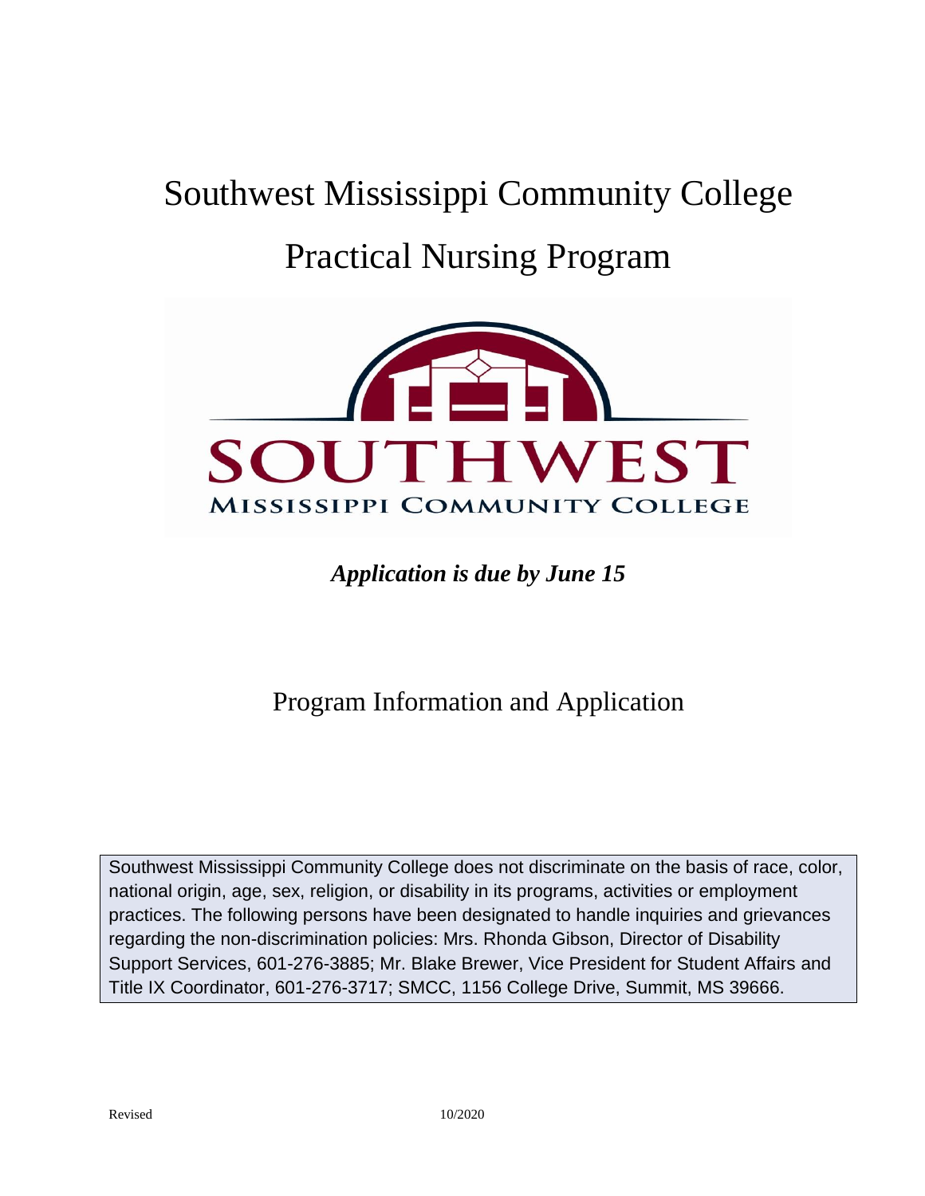# Southwest Mississippi Community College

# Practical Nursing Program

SOUTHWEST

MISSISSIPPI COMMUNITY COLLEGE

***Application is due by June 15***

## Program Information and Application

Southwest Mississippi Community College does not discriminate on the basis of race, color, national origin, age, sex, religion, or disability in its programs, activities or employment practices. The following persons have been designated to handle inquiries and grievances regarding the non-discrimination policies: Mrs. Rhonda Gibson, Director of Disability Support Services, 601-276-3885; Mr. Blake Brewer, Vice President for Student Affairs and Title IX Coordinator, 601-276-3717; SMCC, 1156 College Drive, Summit, MS 39666.

Revised 10/2020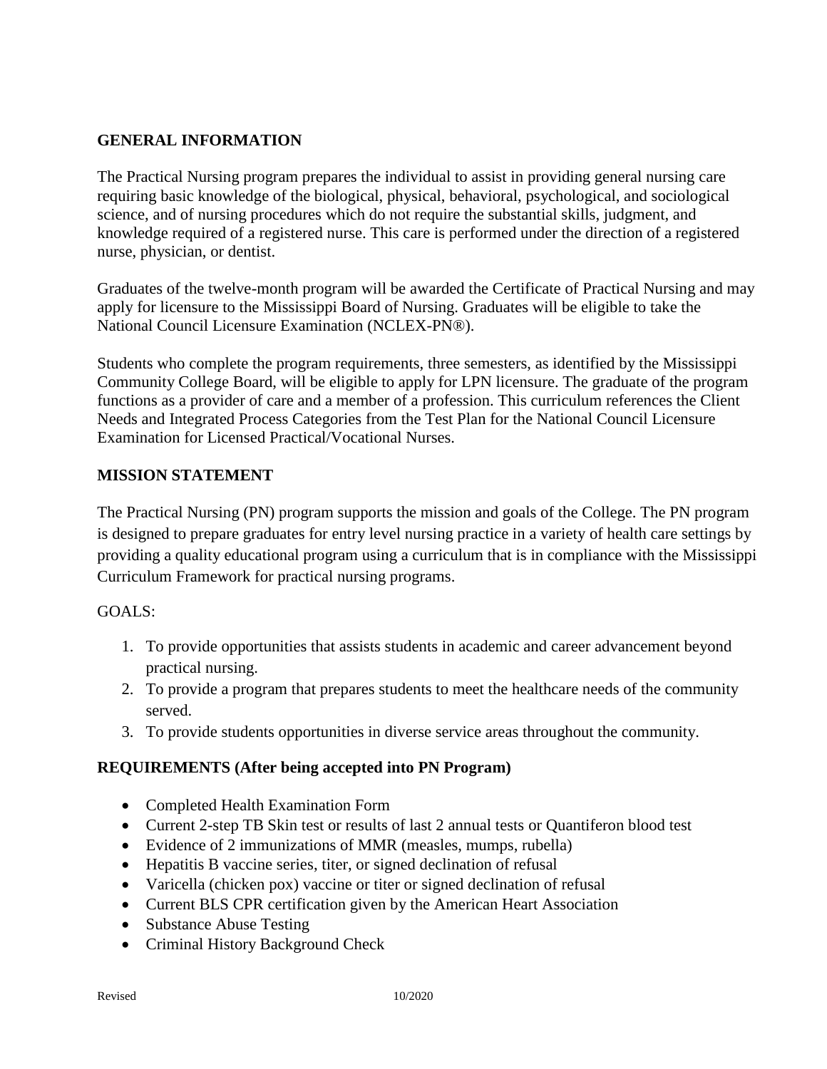## GENERAL INFORMATION

The Practical Nursing program prepares the individual to assist in providing general nursing care requiring basic knowledge of the biological, physical, behavioral, psychological, and sociological science, and of nursing procedures which do not require the substantial skills, judgment, and knowledge required of a registered nurse. This care is performed under the direction of a registered nurse, physician, or dentist.

Graduates of the twelve-month program will be awarded the Certificate of Practical Nursing and may apply for licensure to the Mississippi Board of Nursing. Graduates will be eligible to take the National Council Licensure Examination (NCLEX-PN®).

Students who complete the program requirements, three semesters, as identified by the Mississippi Community College Board, will be eligible to apply for LPN licensure. The graduate of the program functions as a provider of care and a member of a profession. This curriculum references the Client Needs and Integrated Process Categories from the Test Plan for the National Council Licensure Examination for Licensed Practical/Vocational Nurses.

## MISSION STATEMENT

The Practical Nursing (PN) program supports the mission and goals of the College. The PN program is designed to prepare graduates for entry level nursing practice in a variety of health care settings by providing a quality educational program using a curriculum that is in compliance with the Mississippi Curriculum Framework for practical nursing programs.

GOALS:

1. To provide opportunities that assists students in academic and career advancement beyond practical nursing.
2. To provide a program that prepares students to meet the healthcare needs of the community served.
3. To provide students opportunities in diverse service areas throughout the community.

## REQUIREMENTS (After being accepted into PN Program)

- Completed Health Examination Form
- Current 2-step TB Skin test or results of last 2 annual tests or Quantiferon blood test
- Evidence of 2 immunizations of MMR (measles, mumps, rubella)
- Hepatitis B vaccine series, titer, or signed declination of refusal
- Varicella (chicken pox) vaccine or titer or signed declination of refusal
- Current BLS CPR certification given by the American Heart Association
- Substance Abuse Testing
- Criminal History Background Check

Revised 10/2020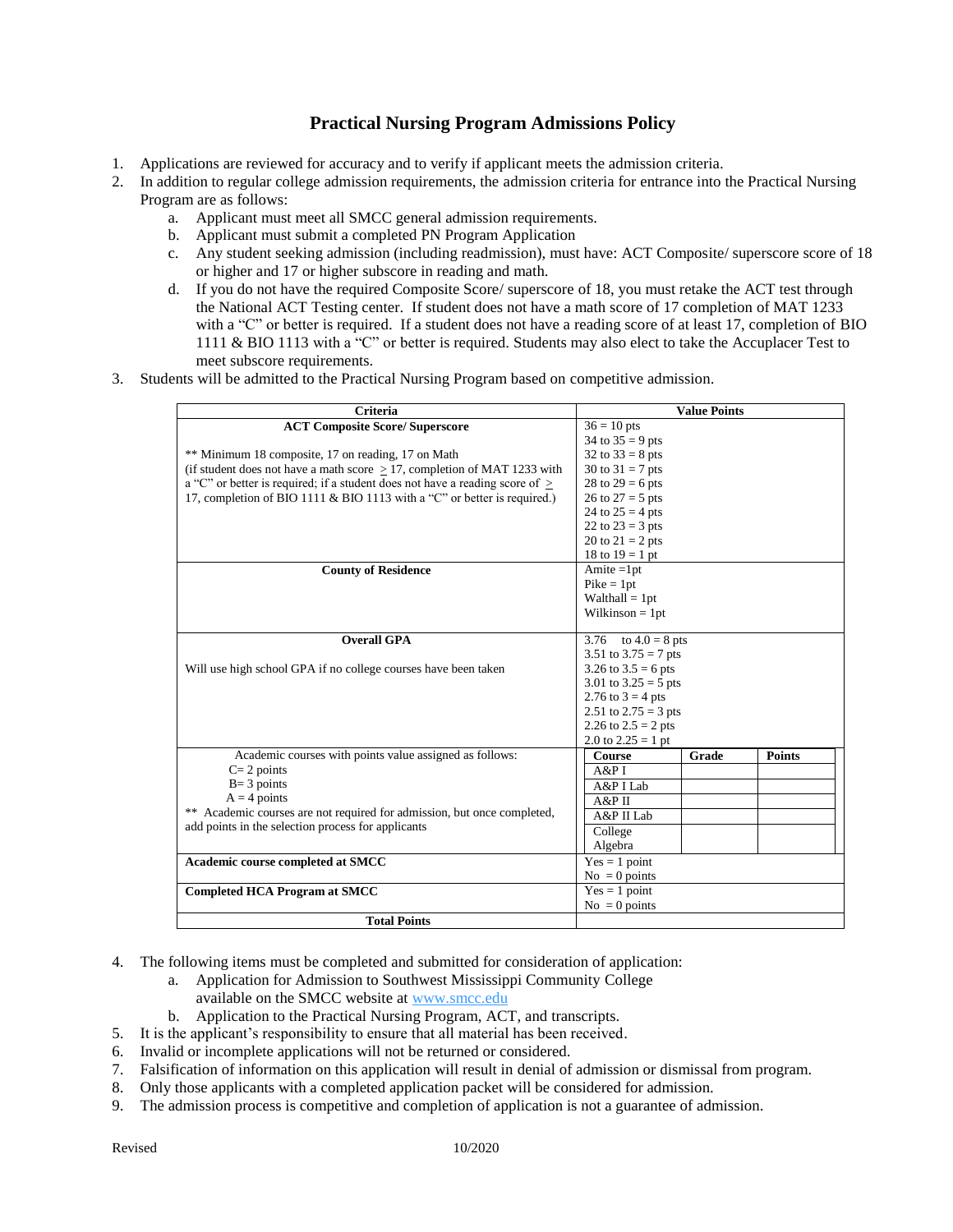# Practical Nursing Program Admissions Policy

1. Applications are reviewed for accuracy and to verify if applicant meets the admission criteria.
2. In addition to regular college admission requirements, the admission criteria for entrance into the Practical Nursing Program are as follows:
    a. Applicant must meet all SMCC general admission requirements.
    b. Applicant must submit a completed PN Program Application
    c. Any student seeking admission (including readmission), must have: ACT Composite/ superscore score of 18 or higher and 17 or higher subscore in reading and math.
    d. If you do not have the required Composite Score/ superscore of 18, you must retake the ACT test through the National ACT Testing center. If student does not have a math score of 17 completion of MAT 1233 with a "C" or better is required. If a student does not have a reading score of at least 17, completion of BIO 1111 & BIO 1113 with a "C" or better is required. Students may also elect to take the Accuplacer Test to meet subscore requirements.
3. Students will be admitted to the Practical Nursing Program based on competitive admission.

| Criteria | Value Points |
|---|---|
| **ACT Composite Score/ Superscore**<br><br>** Minimum 18 composite, 17 on reading, 17 on Math (if student does not have a math score ≥ 17, completion of MAT 1233 with a "C" or better is required; if a student does not have a reading score of ≥ 17, completion of BIO 1111 & BIO 1113 with a "C" or better is required.) | 36 = 10 pts<br>34 to 35 = 9 pts<br>32 to 33 = 8 pts<br>30 to 31 = 7 pts<br>28 to 29 = 6 pts<br>26 to 27 = 5 pts<br>24 to 25 = 4 pts<br>22 to 23 = 3 pts<br>20 to 21 = 2 pts<br>18 to 19 = 1 pt |
| **County of Residence** | Amite =1pt<br>Pike = 1pt<br>Walthall = 1pt<br>Wilkinson = 1pt |
| **Overall GPA**<br><br>Will use high school GPA if no college courses have been taken | 3.76 to 4.0 = 8 pts<br>3.51 to 3.75 = 7 pts<br>3.26 to 3.5 = 6 pts<br>3.01 to 3.25 = 5 pts<br>2.76 to 3 = 4 pts<br>2.51 to 2.75 = 3 pts<br>2.26 to 2.5 = 2 pts<br>2.0 to 2.25 = 1 pt |
| Academic courses with points value assigned as follows:<br>C= 2 points<br>B= 3 points<br>A = 4 points<br>** Academic courses are not required for admission, but once completed, add points in the selection process for applicants | **Course** / **Grade** / **Points**<br>A&P I<br>A&P I Lab<br>A&P II<br>A&P II Lab<br>College Algebra |
| **Academic course completed at SMCC** | Yes = 1 point<br>No = 0 points |
| **Completed HCA Program at SMCC** | Yes = 1 point<br>No = 0 points |
| **Total Points** | |

4. The following items must be completed and submitted for consideration of application:
    a. Application for Admission to Southwest Mississippi Community College available on the SMCC website at www.smcc.edu
    b. Application to the Practical Nursing Program, ACT, and transcripts.
5. It is the applicant's responsibility to ensure that all material has been received.
6. Invalid or incomplete applications will not be returned or considered.
7. Falsification of information on this application will result in denial of admission or dismissal from program.
8. Only those applicants with a completed application packet will be considered for admission.
9. The admission process is competitive and completion of application is not a guarantee of admission.

Revised 10/2020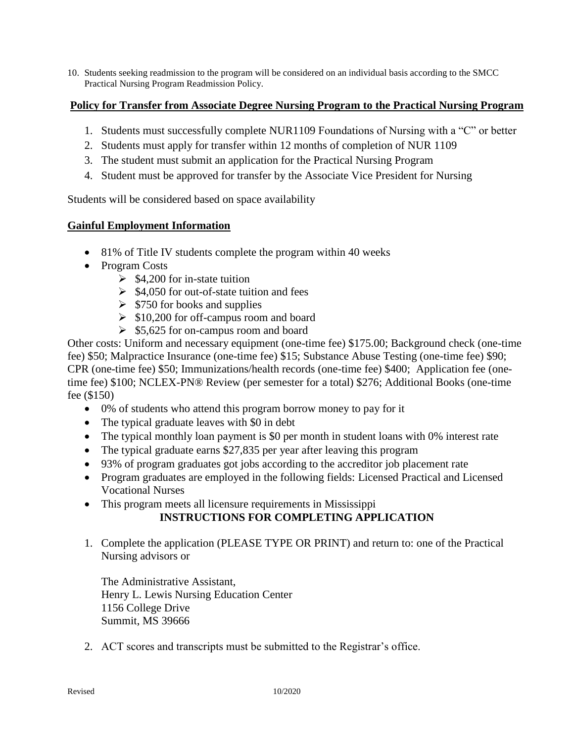10. Students seeking readmission to the program will be considered on an individual basis according to the SMCC Practical Nursing Program Readmission Policy.

## Policy for Transfer from Associate Degree Nursing Program to the Practical Nursing Program

1. Students must successfully complete NUR1109 Foundations of Nursing with a "C" or better
2. Students must apply for transfer within 12 months of completion of NUR 1109
3. The student must submit an application for the Practical Nursing Program
4. Student must be approved for transfer by the Associate Vice President for Nursing

Students will be considered based on space availability

## Gainful Employment Information

- 81% of Title IV students complete the program within 40 weeks
- Program Costs
  - $4,200 for in-state tuition
  - $4,050 for out-of-state tuition and fees
  - $750 for books and supplies
  - $10,200 for off-campus room and board
  - $5,625 for on-campus room and board

Other costs: Uniform and necessary equipment (one-time fee) $175.00; Background check (one-time fee) $50; Malpractice Insurance (one-time fee) $15; Substance Abuse Testing (one-time fee) $90; CPR (one-time fee) $50; Immunizations/health records (one-time fee) $400; Application fee (one-time fee) $100; NCLEX-PN® Review (per semester for a total) $276; Additional Books (one-time fee ($150)

- 0% of students who attend this program borrow money to pay for it
- The typical graduate leaves with $0 in debt
- The typical monthly loan payment is $0 per month in student loans with 0% interest rate
- The typical graduate earns $27,835 per year after leaving this program
- 93% of program graduates got jobs according to the accreditor job placement rate
- Program graduates are employed in the following fields: Licensed Practical and Licensed Vocational Nurses
- This program meets all licensure requirements in Mississippi

## INSTRUCTIONS FOR COMPLETING APPLICATION

1. Complete the application (PLEASE TYPE OR PRINT) and return to: one of the Practical Nursing advisors or

   The Administrative Assistant,
   Henry L. Lewis Nursing Education Center
   1156 College Drive
   Summit, MS 39666

2. ACT scores and transcripts must be submitted to the Registrar's office.

Revised 10/2020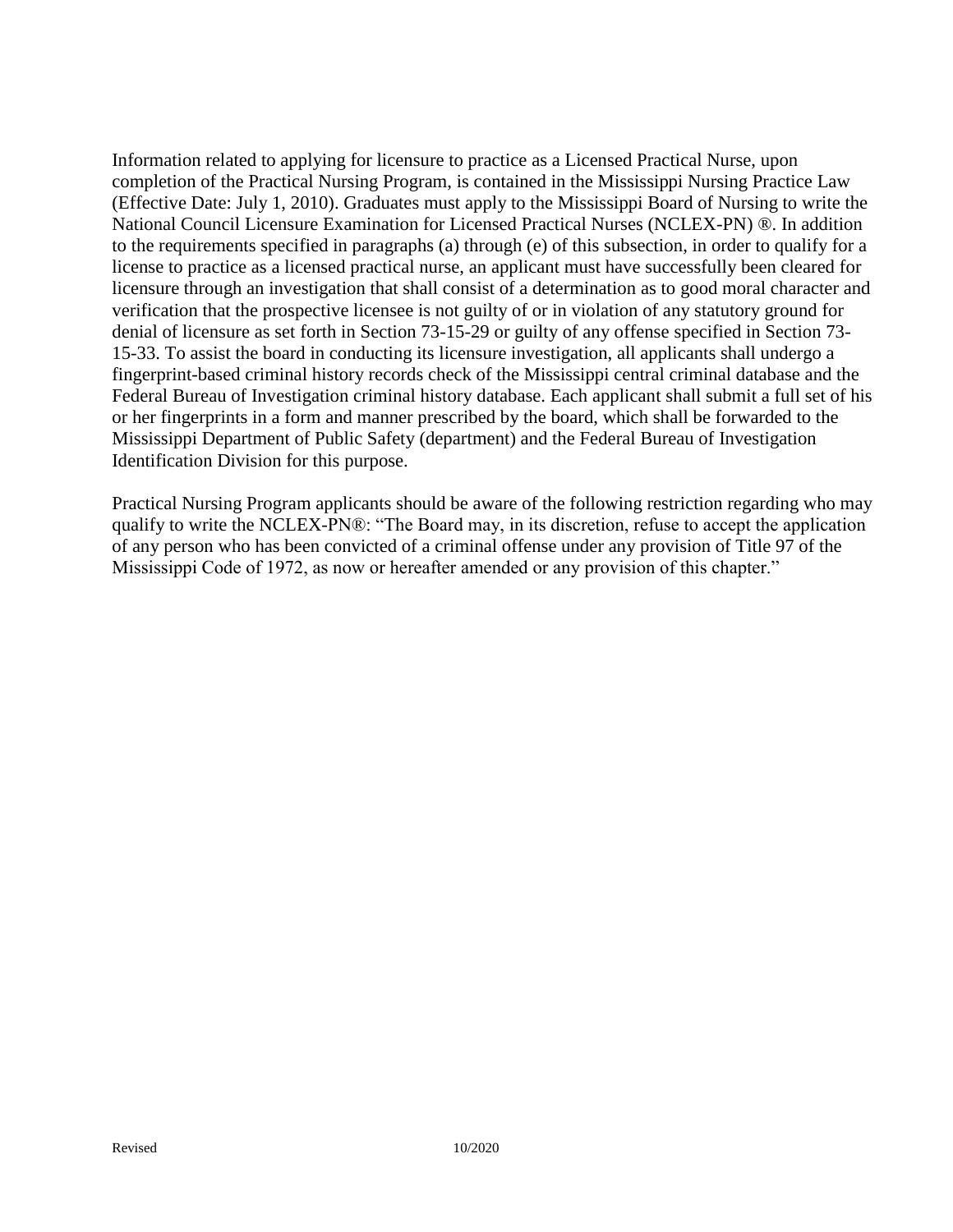Information related to applying for licensure to practice as a Licensed Practical Nurse, upon completion of the Practical Nursing Program, is contained in the Mississippi Nursing Practice Law (Effective Date: July 1, 2010). Graduates must apply to the Mississippi Board of Nursing to write the National Council Licensure Examination for Licensed Practical Nurses (NCLEX-PN) ®. In addition to the requirements specified in paragraphs (a) through (e) of this subsection, in order to qualify for a license to practice as a licensed practical nurse, an applicant must have successfully been cleared for licensure through an investigation that shall consist of a determination as to good moral character and verification that the prospective licensee is not guilty of or in violation of any statutory ground for denial of licensure as set forth in Section 73-15-29 or guilty of any offense specified in Section 73-15-33. To assist the board in conducting its licensure investigation, all applicants shall undergo a fingerprint-based criminal history records check of the Mississippi central criminal database and the Federal Bureau of Investigation criminal history database. Each applicant shall submit a full set of his or her fingerprints in a form and manner prescribed by the board, which shall be forwarded to the Mississippi Department of Public Safety (department) and the Federal Bureau of Investigation Identification Division for this purpose.

Practical Nursing Program applicants should be aware of the following restriction regarding who may qualify to write the NCLEX-PN®: "The Board may, in its discretion, refuse to accept the application of any person who has been convicted of a criminal offense under any provision of Title 97 of the Mississippi Code of 1972, as now or hereafter amended or any provision of this chapter."

Revised 10/2020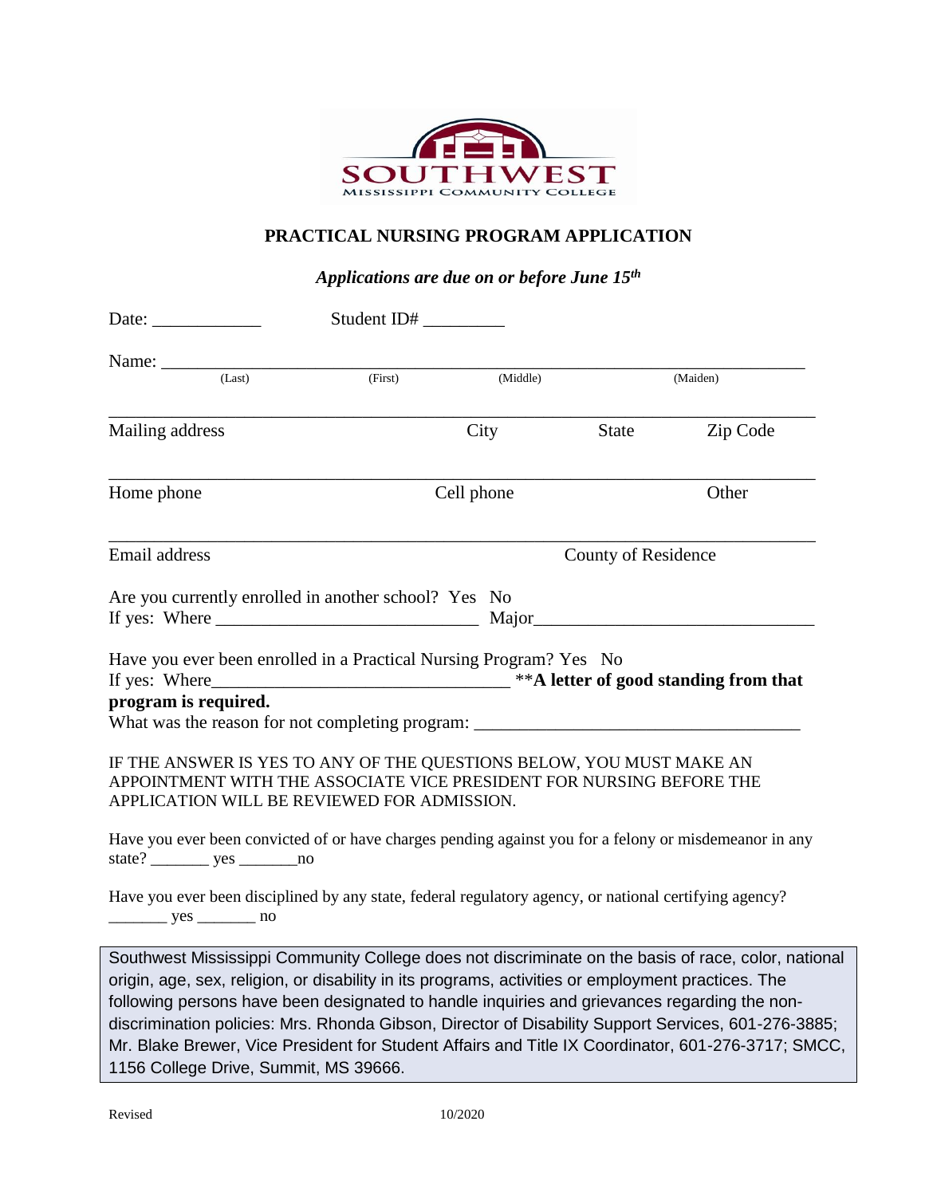SOUTHWEST
MISSISSIPPI COMMUNITY COLLEGE

## PRACTICAL NURSING PROGRAM APPLICATION

***Applications are due on or before June 15th***

Date: ____________ Student ID# _________

Name: ______________________________________________________________
(Last) (First) (Middle) (Maiden)

______________________________________________________________
Mailing address City State Zip Code

______________________________________________________________
Home phone Cell phone Other

______________________________________________________________
Email address County of Residence

Are you currently enrolled in another school? Yes No
If yes: Where _____________________________ Major______________________________

Have you ever been enrolled in a Practical Nursing Program? Yes No
If yes: Where_________________________________ ****A letter of good standing from that program is required.**
What was the reason for not completing program: ___________________________________

IF THE ANSWER IS YES TO ANY OF THE QUESTIONS BELOW, YOU MUST MAKE AN APPOINTMENT WITH THE ASSOCIATE VICE PRESIDENT FOR NURSING BEFORE THE APPLICATION WILL BE REVIEWED FOR ADMISSION.

Have you ever been convicted of or have charges pending against you for a felony or misdemeanor in any state? _______ yes _______no

Have you ever been disciplined by any state, federal regulatory agency, or national certifying agency?
_______ yes _______ no

Southwest Mississippi Community College does not discriminate on the basis of race, color, national origin, age, sex, religion, or disability in its programs, activities or employment practices. The following persons have been designated to handle inquiries and grievances regarding the non-discrimination policies: Mrs. Rhonda Gibson, Director of Disability Support Services, 601-276-3885; Mr. Blake Brewer, Vice President for Student Affairs and Title IX Coordinator, 601-276-3717; SMCC, 1156 College Drive, Summit, MS 39666.

Revised 10/2020